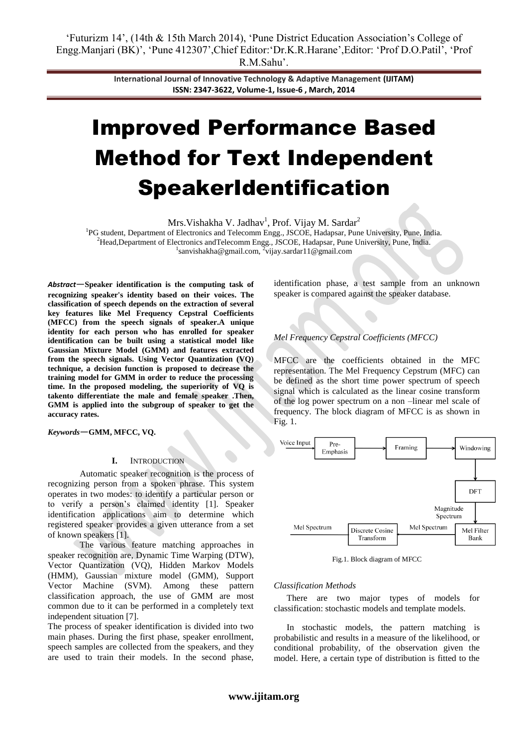# Improved Performance Based Method for Text Independent SpeakerIdentification

Mrs.Vishakha V. Jadhav[1], Prof. Vijay M. Sardar[2]

[1]PG student, Department of Electronics and Telecomm Engg., JSCOE, Hadapsar, Pune University, Pune, India.
[2]Head,Department of Electronics andTelecomm Engg., JSCOE, Hadapsar, Pune University, Pune, India.
[1]sanvishakha@gmail.com, [2]vijay.sardar11@gmail.com

***Abstract*—Speaker identification is the computing task of recognizing speaker's identity based on their voices. The classification of speech depends on the extraction of several key features like Mel Frequency Cepstral Coefficients (MFCC) from the speech signals of speaker.A unique identity for each person who has enrolled for speaker identification can be built using a statistical model like Gaussian Mixture Model (GMM) and features extracted from the speech signals. Using Vector Quantization (VQ) technique, a decision function is proposed to decrease the training model for GMM in order to reduce the processing time. In the proposed modeling, the superiority of VQ is takento differentiate the male and female speaker .Then, GMM is applied into the subgroup of speaker to get the accuracy rates.**

***Keywords*—GMM, MFCC, VQ.**

## I. INTRODUCTION

Automatic speaker recognition is the process of recognizing person from a spoken phrase. This system operates in two modes: to identify a particular person or to verify a person's claimed identity [1]. Speaker identification applications aim to determine which registered speaker provides a given utterance from a set of known speakers [1].

The various feature matching approaches in speaker recognition are, Dynamic Time Warping (DTW), Vector Quantization (VQ), Hidden Markov Models (HMM), Gaussian mixture model (GMM), Support Vector Machine (SVM). Among these pattern classification approach, the use of GMM are most common due to it can be performed in a completely text independent situation [7].

The process of speaker identification is divided into two main phases. During the first phase, speaker enrollment, speech samples are collected from the speakers, and they are used to train their models. In the second phase, identification phase, a test sample from an unknown speaker is compared against the speaker database.

### *Mel Frequency Cepstral Coefficients (MFCC)*

MFCC are the coefficients obtained in the MFC representation. The Mel Frequency Cepstrum (MFC) can be defined as the short time power spectrum of speech signal which is calculated as the linear cosine transform of the log power spectrum on a non –linear mel scale of frequency. The block diagram of MFCC is as shown in Fig. 1.

Voice Input → Pre-Emphasis → Framing → Windowing → DFT → (Magnitude Spectrum) → Mel Filter Bank → (Mel Spectrum) → Discrete Cosine Transform → Mel Spectrum

Fig.1. Block diagram of MFCC

### *Classification Methods*

There are two major types of models for classification: stochastic models and template models.

In stochastic models, the pattern matching is probabilistic and results in a measure of the likelihood, or conditional probability, of the observation given the model. Here, a certain type of distribution is fitted to the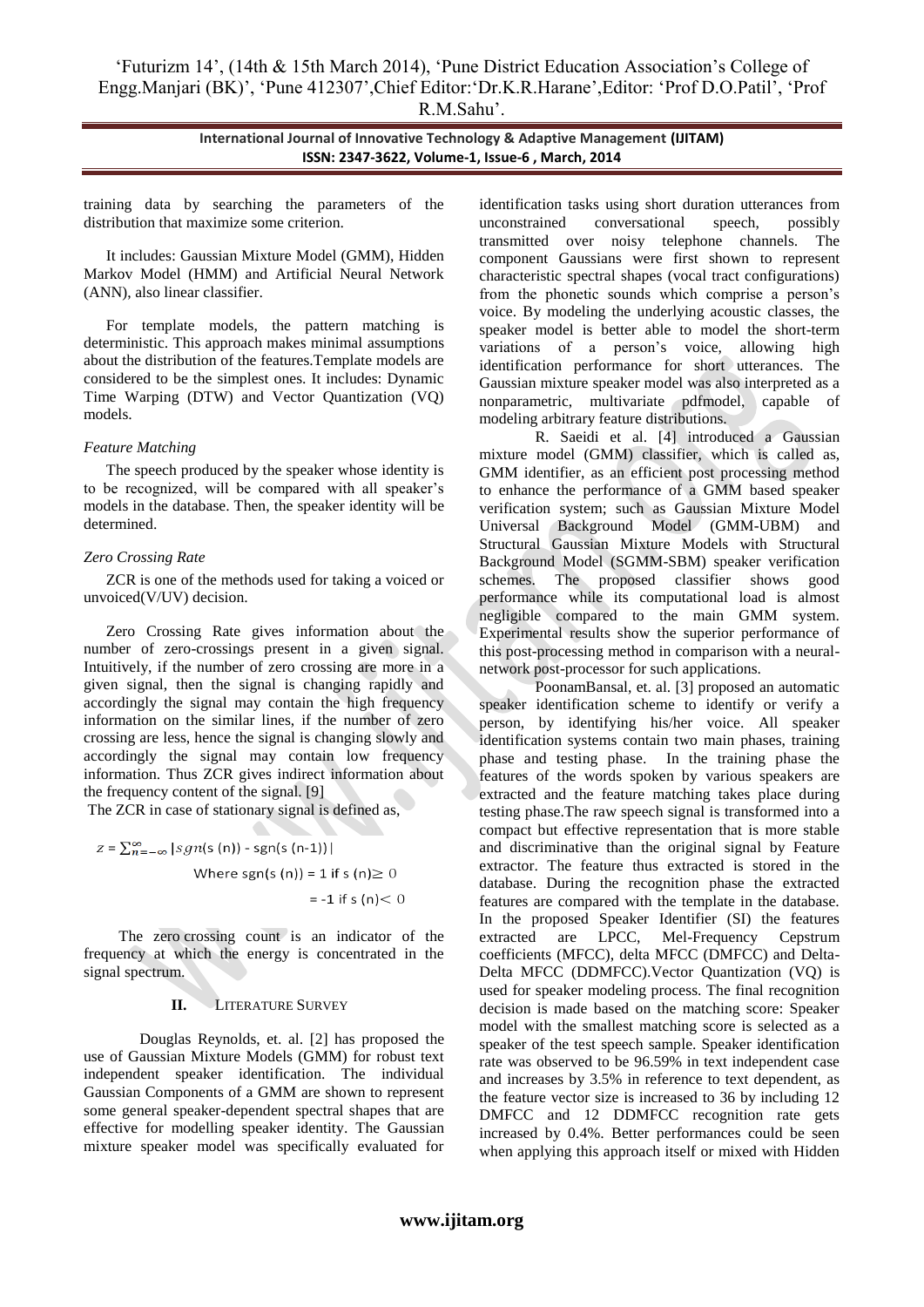training data by searching the parameters of the distribution that maximize some criterion.

It includes: Gaussian Mixture Model (GMM), Hidden Markov Model (HMM) and Artificial Neural Network (ANN), also linear classifier.

For template models, the pattern matching is deterministic. This approach makes minimal assumptions about the distribution of the features.Template models are considered to be the simplest ones. It includes: Dynamic Time Warping (DTW) and Vector Quantization (VQ) models.

*Feature Matching*

The speech produced by the speaker whose identity is to be recognized, will be compared with all speaker's models in the database. Then, the speaker identity will be determined.

*Zero Crossing Rate*

ZCR is one of the methods used for taking a voiced or unvoiced(V/UV) decision.

Zero Crossing Rate gives information about the number of zero-crossings present in a given signal. Intuitively, if the number of zero crossing are more in a given signal, then the signal is changing rapidly and accordingly the signal may contain the high frequency information on the similar lines, if the number of zero crossing are less, hence the signal is changing slowly and accordingly the signal may contain low frequency information. Thus ZCR gives indirect information about the frequency content of the signal. [9]

The ZCR in case of stationary signal is defined as,

$$z = \sum_{n=-\infty}^{\infty} |sgn(s(n)) - sgn(s(n-1))|$$

Where $sgn(s(n)) = 1$ if $s(n) \geq 0$

$= -1$ if $s(n) < 0$

The zero crossing count is an indicator of the frequency at which the energy is concentrated in the signal spectrum.

## II. Literature Survey

Douglas Reynolds, et. al. [2] has proposed the use of Gaussian Mixture Models (GMM) for robust text independent speaker identification. The individual Gaussian Components of a GMM are shown to represent some general speaker-dependent spectral shapes that are effective for modelling speaker identity. The Gaussian mixture speaker model was specifically evaluated for identification tasks using short duration utterances from unconstrained conversational speech, possibly transmitted over noisy telephone channels. The component Gaussians were first shown to represent characteristic spectral shapes (vocal tract configurations) from the phonetic sounds which comprise a person's voice. By modeling the underlying acoustic classes, the speaker model is better able to model the short-term variations of a person's voice, allowing high identification performance for short utterances. The Gaussian mixture speaker model was also interpreted as a nonparametric, multivariate pdfmodel, capable of modeling arbitrary feature distributions.

R. Saeidi et al. [4] introduced a Gaussian mixture model (GMM) classifier, which is called as, GMM identifier, as an efficient post processing method to enhance the performance of a GMM based speaker verification system; such as Gaussian Mixture Model Universal Background Model (GMM-UBM) and Structural Gaussian Mixture Models with Structural Background Model (SGMM-SBM) speaker verification schemes. The proposed classifier shows good performance while its computational load is almost negligible compared to the main GMM system. Experimental results show the superior performance of this post-processing method in comparison with a neural-network post-processor for such applications.

PoonamBansal, et. al. [3] proposed an automatic speaker identification scheme to identify or verify a person, by identifying his/her voice. All speaker identification systems contain two main phases, training phase and testing phase. In the training phase the features of the words spoken by various speakers are extracted and the feature matching takes place during testing phase.The raw speech signal is transformed into a compact but effective representation that is more stable and discriminative than the original signal by Feature extractor. The feature thus extracted is stored in the database. During the recognition phase the extracted features are compared with the template in the database. In the proposed Speaker Identifier (SI) the features extracted are LPCC, Mel-Frequency Cepstrum coefficients (MFCC), delta MFCC (DMFCC) and Delta-Delta MFCC (DDMFCC).Vector Quantization (VQ) is used for speaker modeling process. The final recognition decision is made based on the matching score: Speaker model with the smallest matching score is selected as a speaker of the test speech sample. Speaker identification rate was observed to be 96.59% in text independent case and increases by 3.5% in reference to text dependent, as the feature vector size is increased to 36 by including 12 DMFCC and 12 DDMFCC recognition rate gets increased by 0.4%. Better performances could be seen when applying this approach itself or mixed with Hidden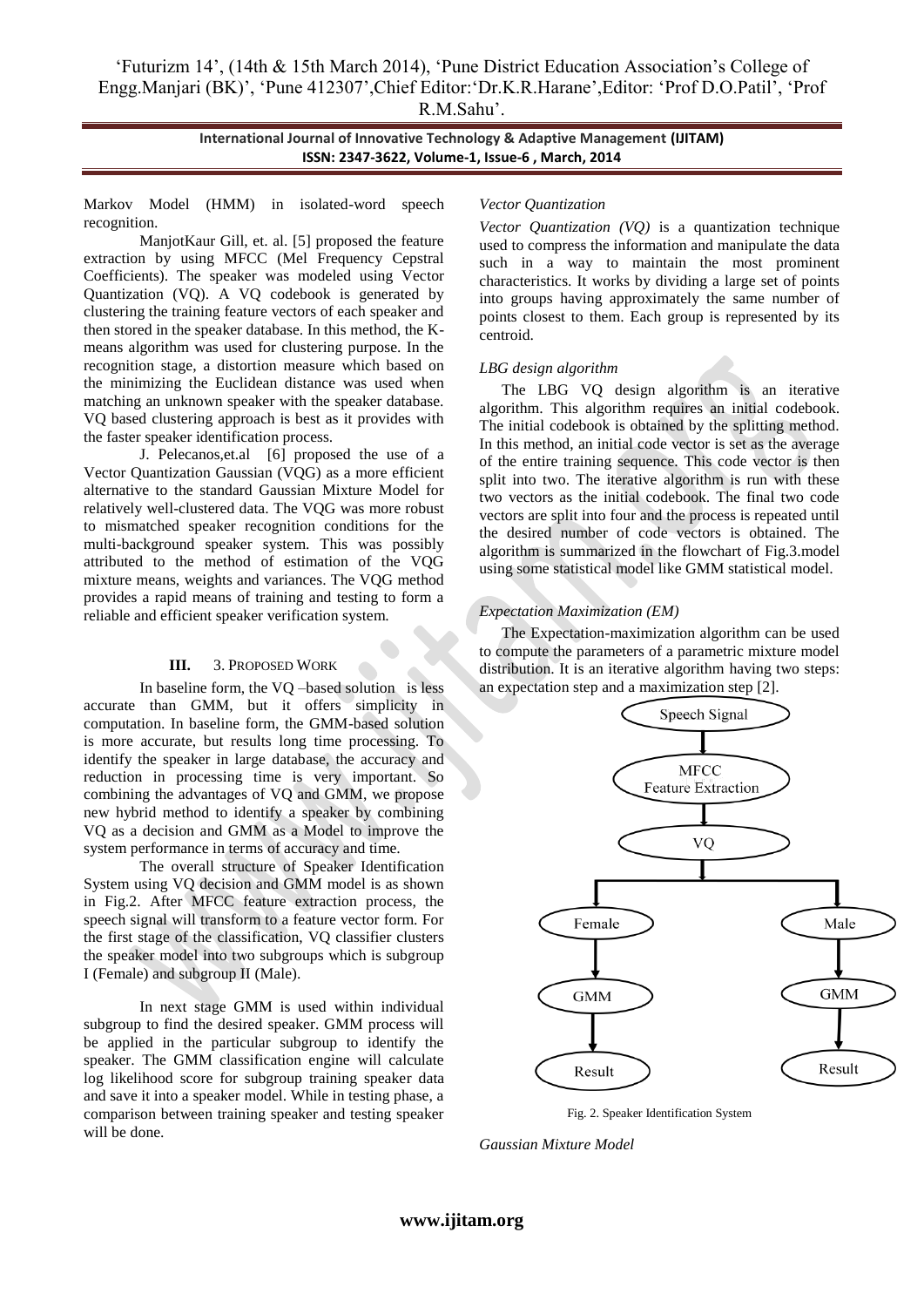Markov Model (HMM) in isolated-word speech recognition.

ManjotKaur Gill, et. al. [5] proposed the feature extraction by using MFCC (Mel Frequency Cepstral Coefficients). The speaker was modeled using Vector Quantization (VQ). A VQ codebook is generated by clustering the training feature vectors of each speaker and then stored in the speaker database. In this method, the K-means algorithm was used for clustering purpose. In the recognition stage, a distortion measure which based on the minimizing the Euclidean distance was used when matching an unknown speaker with the speaker database. VQ based clustering approach is best as it provides with the faster speaker identification process.

J. Pelecanos,et.al [6] proposed the use of a Vector Quantization Gaussian (VQG) as a more efficient alternative to the standard Gaussian Mixture Model for relatively well-clustered data. The VQG was more robust to mismatched speaker recognition conditions for the multi-background speaker system. This was possibly attributed to the method of estimation of the VQG mixture means, weights and variances. The VQG method provides a rapid means of training and testing to form a reliable and efficient speaker verification system.

## III. 3. Proposed Work

In baseline form, the VQ –based solution is less accurate than GMM, but it offers simplicity in computation. In baseline form, the GMM-based solution is more accurate, but results long time processing. To identify the speaker in large database, the accuracy and reduction in processing time is very important. So combining the advantages of VQ and GMM, we propose new hybrid method to identify a speaker by combining VQ as a decision and GMM as a Model to improve the system performance in terms of accuracy and time.

The overall structure of Speaker Identification System using VQ decision and GMM model is as shown in Fig.2. After MFCC feature extraction process, the speech signal will transform to a feature vector form. For the first stage of the classification, VQ classifier clusters the speaker model into two subgroups which is subgroup I (Female) and subgroup II (Male).

In next stage GMM is used within individual subgroup to find the desired speaker. GMM process will be applied in the particular subgroup to identify the speaker. The GMM classification engine will calculate log likelihood score for subgroup training speaker data and save it into a speaker model. While in testing phase, a comparison between training speaker and testing speaker will be done.

*Vector Quantization*

*Vector Quantization (VQ)* is a quantization technique used to compress the information and manipulate the data such in a way to maintain the most prominent characteristics. It works by dividing a large set of points into groups having approximately the same number of points closest to them. Each group is represented by its centroid.

*LBG design algorithm*

The LBG VQ design algorithm is an iterative algorithm. This algorithm requires an initial codebook. The initial codebook is obtained by the splitting method. In this method, an initial code vector is set as the average of the entire training sequence. This code vector is then split into two. The iterative algorithm is run with these two vectors as the initial codebook. The final two code vectors are split into four and the process is repeated until the desired number of code vectors is obtained. The algorithm is summarized in the flowchart of Fig.3.model using some statistical model like GMM statistical model.

*Expectation Maximization (EM)*

The Expectation-maximization algorithm can be used to compute the parameters of a parametric mixture model distribution. It is an iterative algorithm having two steps: an expectation step and a maximization step [2].

Speech Signal → MFCC Feature Extraction → VQ → Female / Male → GMM → Result

Fig. 2. Speaker Identification System

*Gaussian Mixture Model*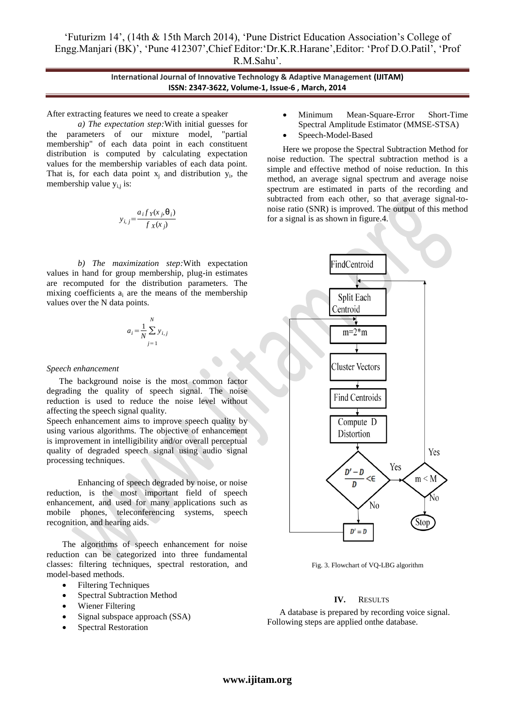After extracting features we need to create a speaker

*a) The expectation step:*With initial guesses for the parameters of our mixture model, "partial membership" of each data point in each constituent distribution is computed by calculating expectation values for the membership variables of each data point. That is, for each data point $x_j$ and distribution $y_i$, the membership value $y_{i,j}$ is:

$$y_{i,j}=\frac{a_i f_Y(x_j,\theta_i)}{f_X(x_j)}$$

*b) The maximization step:*With expectation values in hand for group membership, plug-in estimates are recomputed for the distribution parameters. The mixing coefficients $a_i$ are the means of the membership values over the N data points.

$$a_i=\frac{1}{N}\sum_{j=1}^{N} y_{i,j}$$

*Speech enhancement*

The background noise is the most common factor degrading the quality of speech signal. The noise reduction is used to reduce the noise level without affecting the speech signal quality.
Speech enhancement aims to improve speech quality by using various algorithms. The objective of enhancement is improvement in intelligibility and/or overall perceptual quality of degraded speech signal using audio signal processing techniques.

Enhancing of speech degraded by noise, or noise reduction, is the most important field of speech enhancement, and used for many applications such as mobile phones, teleconferencing systems, speech recognition, and hearing aids.

The algorithms of speech enhancement for noise reduction can be categorized into three fundamental classes: filtering techniques, spectral restoration, and model-based methods.

- Filtering Techniques
- Spectral Subtraction Method
- Wiener Filtering
- Signal subspace approach (SSA)
- Spectral Restoration
- Minimum Mean-Square-Error Short-Time Spectral Amplitude Estimator (MMSE-STSA)
- Speech-Model-Based

Here we propose the Spectral Subtraction Method for noise reduction. The spectral subtraction method is a simple and effective method of noise reduction. In this method, an average signal spectrum and average noise spectrum are estimated in parts of the recording and subtracted from each other, so that average signal-to-noise ratio (SNR) is improved. The output of this method for a signal is as shown in figure.4.

Fig. 3. Flowchart of VQ-LBG algorithm

## IV. RESULTS

A database is prepared by recording voice signal. Following steps are applied onthe database.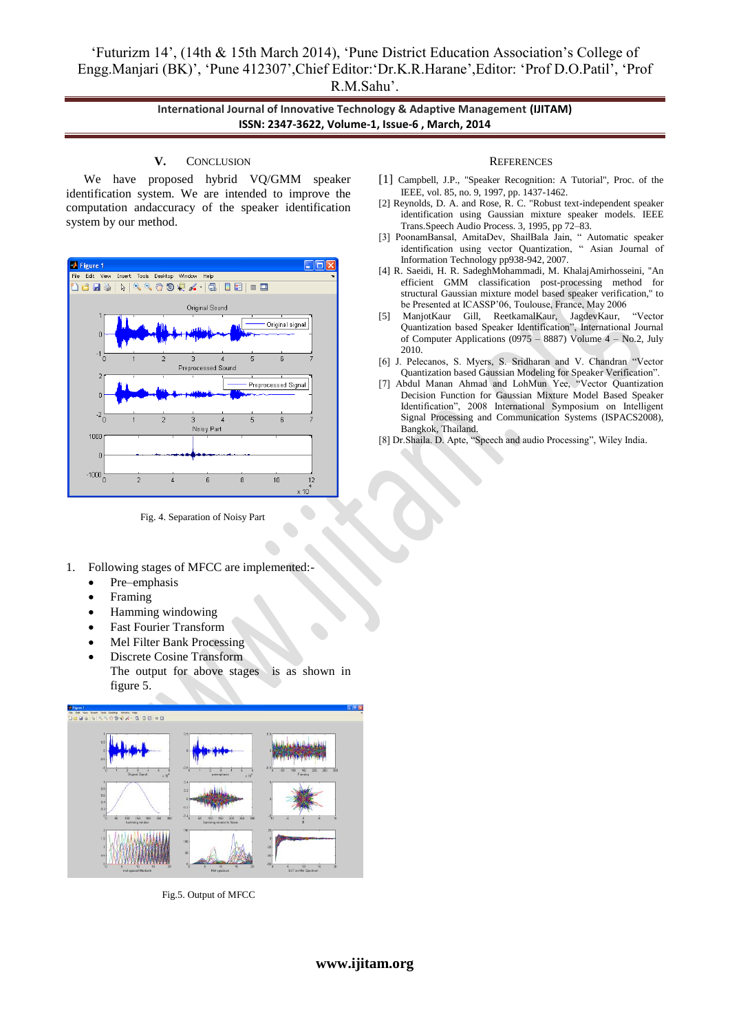## V. CONCLUSION

We have proposed hybrid VQ/GMM speaker identification system. We are intended to improve the computation andaccuracy of the speaker identification system by our method.

Original Sound

Original signal

Preprocessed Sound

Preprocessed Signal

Noisy Part

Fig. 4. Separation of Noisy Part

1. Following stages of MFCC are implemented:-
   - Pre–emphasis
   - Framing
   - Hamming windowing
   - Fast Fourier Transform
   - Mel Filter Bank Processing
   - Discrete Cosine Transform

   The output for above stages is as shown in figure 5.

Fig.5. Output of MFCC

## REFERENCES

[1] Campbell, J.P., "Speaker Recognition: A Tutorial", Proc. of the IEEE, vol. 85, no. 9, 1997, pp. 1437-1462.

[2] Reynolds, D. A. and Rose, R. C. "Robust text-independent speaker identification using Gaussian mixture speaker models. IEEE Trans.Speech Audio Process. 3, 1995, pp 72–83.

[3] PoonamBansal, AmitaDev, ShailBala Jain, " Automatic speaker identification using vector Quantization, " Asian Journal of Information Technology pp938-942, 2007.

[4] R. Saeidi, H. R. SadeghMohammadi, M. KhalajAmirhosseini, "An efficient GMM classification post-processing method for structural Gaussian mixture model based speaker verification," to be Presented at ICASSP'06, Toulouse, France, May 2006

[5] ManjotKaur Gill, ReetkamalKaur, JagdevKaur, "Vector Quantization based Speaker Identification", International Journal of Computer Applications (0975 – 8887) Volume 4 – No.2, July 2010.

[6] J. Pelecanos, S. Myers, S. Sridharan and V. Chandran "Vector Quantization based Gaussian Modeling for Speaker Verification".

[7] Abdul Manan Ahmad and LohMun Yee, "Vector Quantization Decision Function for Gaussian Mixture Model Based Speaker Identification", 2008 International Symposium on Intelligent Signal Processing and Communication Systems (ISPACS2008), Bangkok, Thailand.

[8] Dr.Shaila. D. Apte, "Speech and audio Processing", Wiley India.